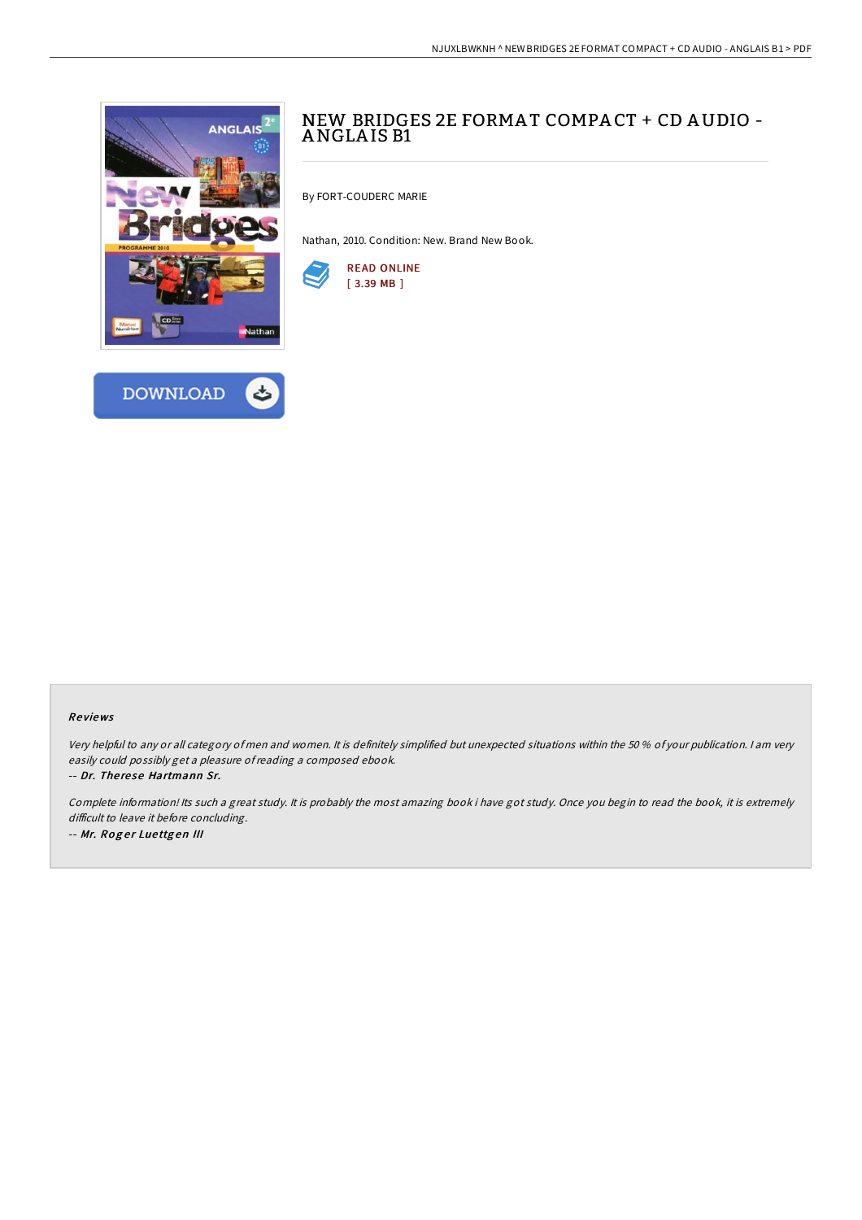# NEW BRIDGES 2E FORMAT COMPACT + CD AUDIO - ANGLAIS B1

By FORT-COUDERC MARIE

Nathan, 2010. Condition: New. Brand New Book.

READ ONLINE
[ 3.39 MB ]

DOWNLOAD

### Reviews

*Very helpful to any or all category of men and women. It is definitely simplified but unexpected situations within the 50 % of your publication. I am very easily could possibly get a pleasure of reading a composed ebook.*

*-- Dr. Therese Hartmann Sr.*

*Complete information! Its such a great study. It is probably the most amazing book i have got study. Once you begin to read the book, it is extremely difficult to leave it before concluding.*

*-- Mr. Roger Luettgen III*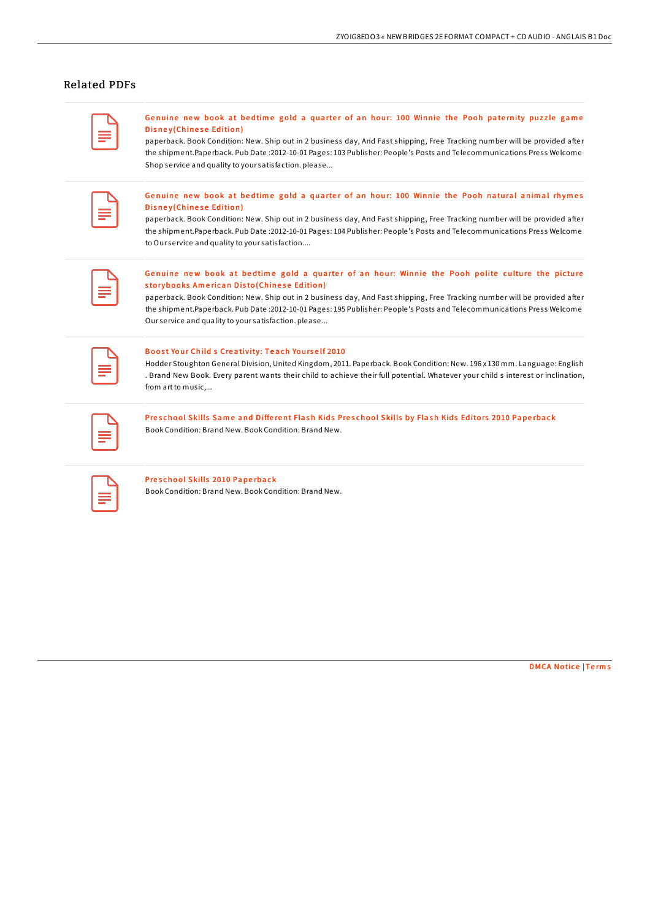## Related PDFs

**Genuine new book at bedtime gold a quarter of an hour: 100 Winnie the Pooh paternity puzzle game Disney(Chinese Edition)**

paperback. Book Condition: New. Ship out in 2 business day, And Fast shipping, Free Tracking number will be provided after the shipment.Paperback. Pub Date :2012-10-01 Pages: 103 Publisher: People's Posts and Telecommunications Press Welcome Shop service and quality to your satisfaction. please...

**Genuine new book at bedtime gold a quarter of an hour: 100 Winnie the Pooh natural animal rhymes Disney(Chinese Edition)**

paperback. Book Condition: New. Ship out in 2 business day, And Fast shipping, Free Tracking number will be provided after the shipment.Paperback. Pub Date :2012-10-01 Pages: 104 Publisher: People's Posts and Telecommunications Press Welcome to Our service and quality to your satisfaction....

**Genuine new book at bedtime gold a quarter of an hour: Winnie the Pooh polite culture the picture storybooks American Disto(Chinese Edition)**

paperback. Book Condition: New. Ship out in 2 business day, And Fast shipping, Free Tracking number will be provided after the shipment.Paperback. Pub Date :2012-10-01 Pages: 195 Publisher: People's Posts and Telecommunications Press Welcome Our service and quality to your satisfaction. please...

**Boost Your Child s Creativity: Teach Yourself 2010**

Hodder Stoughton General Division, United Kingdom, 2011. Paperback. Book Condition: New. 196 x 130 mm. Language: English . Brand New Book. Every parent wants their child to achieve their full potential. Whatever your child s interest or inclination, from art to music,...

**Preschool Skills Same and Different Flash Kids Preschool Skills by Flash Kids Editors 2010 Paperback**

Book Condition: Brand New. Book Condition: Brand New.

**Preschool Skills 2010 Paperback**

Book Condition: Brand New. Book Condition: Brand New.